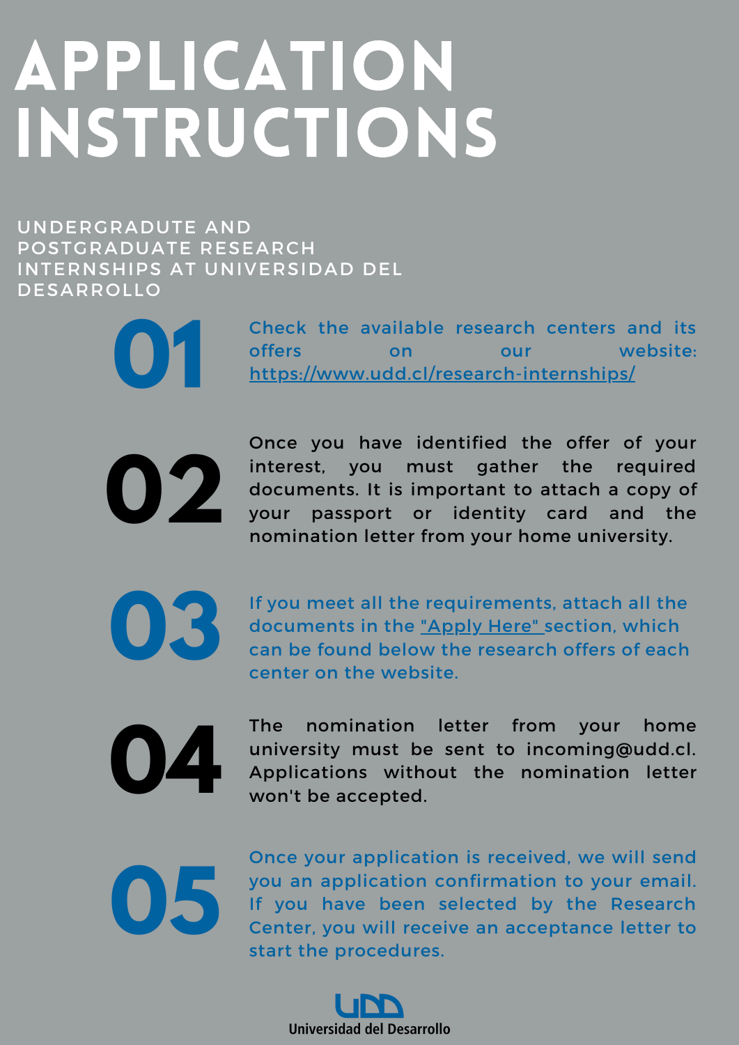# APPLICATION INSTRUCTIONS

UNDERGRADUTE AND POSTGRADUATE RESEARCH INTERNSHIPS AT UNIVERSIDAD DEL DESARROLLO

**01** Check the available research centers and its offers on our website: https://www.udd.cl/research-internships/

**02** Once you have identified the offer of your interest, you must gather the required documents. It is important to attach a copy of your passport or identity card and the nomination letter from your home university.

**03** If you meet all the requirements, attach all the documents in the "Apply Here" section, which can be found below the research offers of each center on the website.

**04** The nomination letter from your home university must be sent to incoming@udd.cl. Applications without the nomination letter won't be accepted.

**05** Once your application is received, we will send you an application confirmation to your email. If you have been selected by the Research Center, you will receive an acceptance letter to start the procedures.

UDD
Universidad del Desarrollo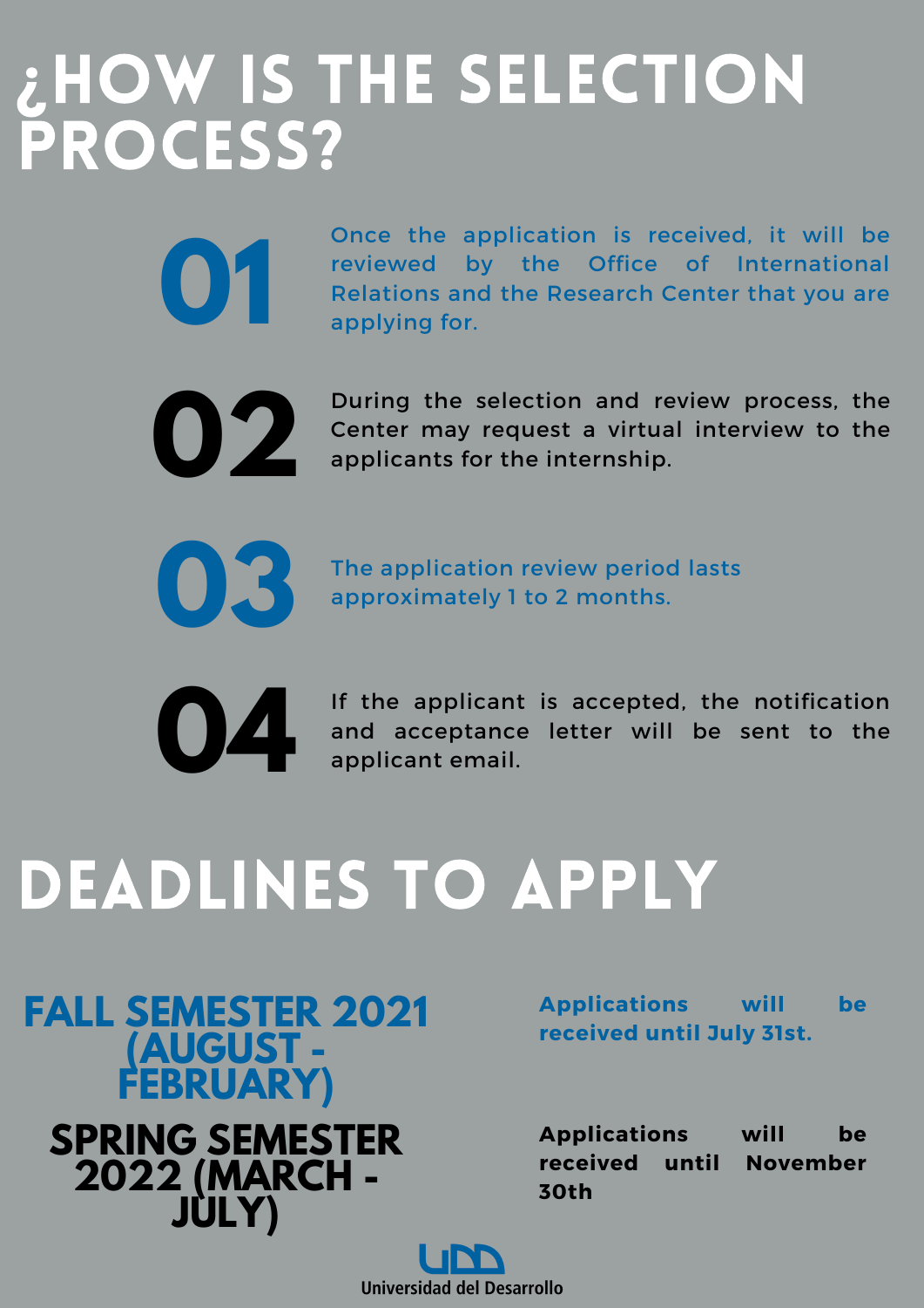# ¿HOW IS THE SELECTION PROCESS?

**01** Once the application is received, it will be reviewed by the Office of International Relations and the Research Center that you are applying for.

**02** During the selection and review process, the Center may request a virtual interview to the applicants for the internship.

**03** The application review period lasts approximately 1 to 2 months.

**04** If the applicant is accepted, the notification and acceptance letter will be sent to the applicant email.

# DEADLINES TO APPLY

**FALL SEMESTER 2021 (AUGUST - FEBRUARY)**

**Applications will be received until July 31st.**

**SPRING SEMESTER 2022 (MARCH - JULY)**

**Applications will be received until November 30th**

Universidad del Desarrollo